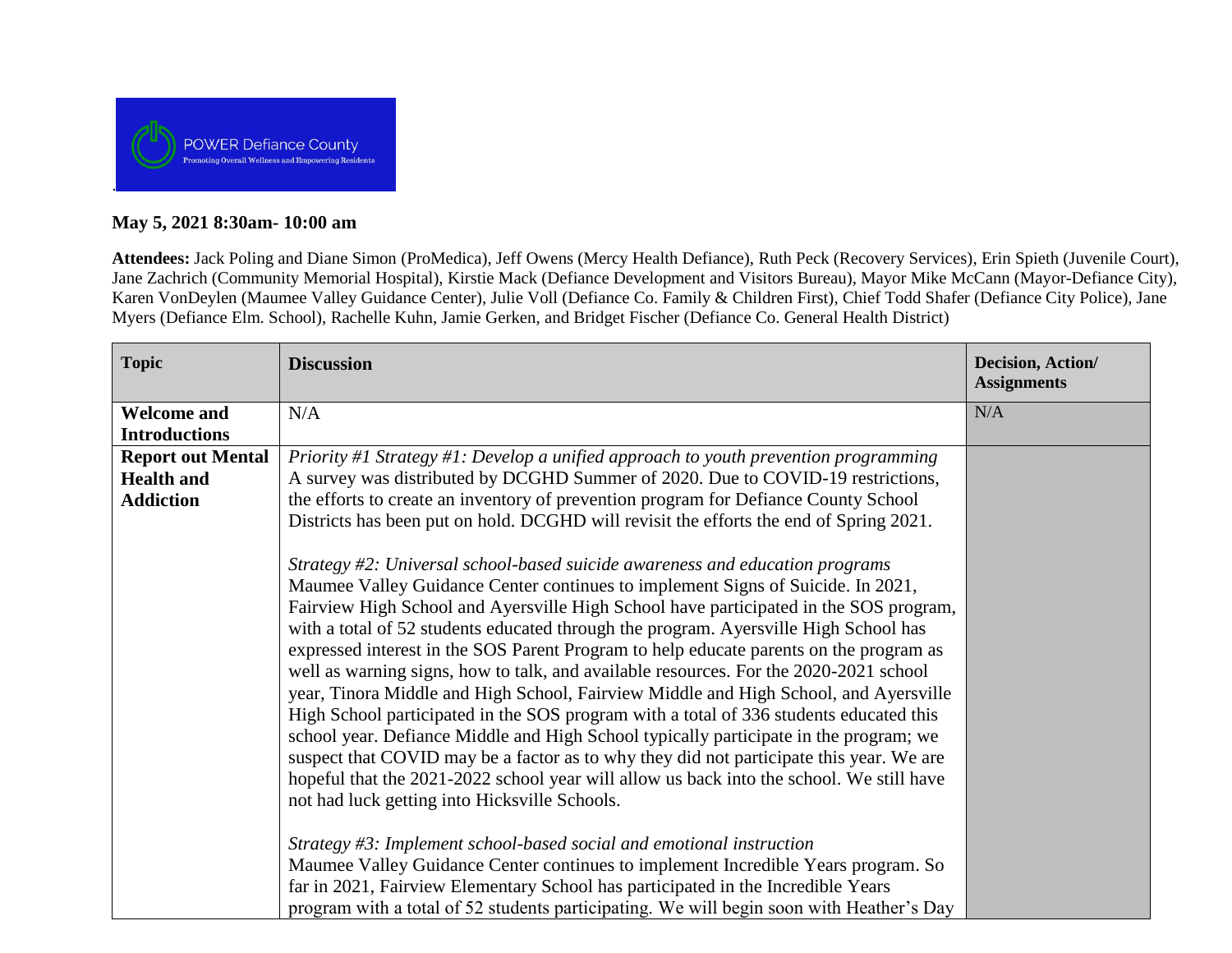POWER Defiance County
Promoting Overall Wellness and Empowering Residents

**May 5, 2021 8:30am- 10:00 am**

**Attendees:** Jack Poling and Diane Simon (ProMedica), Jeff Owens (Mercy Health Defiance), Ruth Peck (Recovery Services), Erin Spieth (Juvenile Court), Jane Zachrich (Community Memorial Hospital), Kirstie Mack (Defiance Development and Visitors Bureau), Mayor Mike McCann (Mayor-Defiance City), Karen VonDeylen (Maumee Valley Guidance Center), Julie Voll (Defiance Co. Family & Children First), Chief Todd Shafer (Defiance City Police), Jane Myers (Defiance Elm. School), Rachelle Kuhn, Jamie Gerken, and Bridget Fischer (Defiance Co. General Health District)

| Topic | Discussion | Decision, Action/ Assignments |
| --- | --- | --- |
| **Welcome and Introductions** | N/A | N/A |
| **Report out Mental Health and Addiction** | *Priority #1 Strategy #1: Develop a unified approach to youth prevention programming*<br>A survey was distributed by DCGHD Summer of 2020. Due to COVID-19 restrictions, the efforts to create an inventory of prevention program for Defiance County School Districts has been put on hold. DCGHD will revisit the efforts the end of Spring 2021.<br><br>*Strategy #2: Universal school-based suicide awareness and education programs*<br>Maumee Valley Guidance Center continues to implement Signs of Suicide. In 2021, Fairview High School and Ayersville High School have participated in the SOS program, with a total of 52 students educated through the program. Ayersville High School has expressed interest in the SOS Parent Program to help educate parents on the program as well as warning signs, how to talk, and available resources. For the 2020-2021 school year, Tinora Middle and High School, Fairview Middle and High School, and Ayersville High School participated in the SOS program with a total of 336 students educated this school year. Defiance Middle and High School typically participate in the program; we suspect that COVID may be a factor as to why they did not participate this year. We are hopeful that the 2021-2022 school year will allow us back into the school. We still have not had luck getting into Hicksville Schools.<br><br>*Strategy #3: Implement school-based social and emotional instruction*<br>Maumee Valley Guidance Center continues to implement Incredible Years program. So far in 2021, Fairview Elementary School has participated in the Incredible Years program with a total of 52 students participating. We will begin soon with Heather's Day | |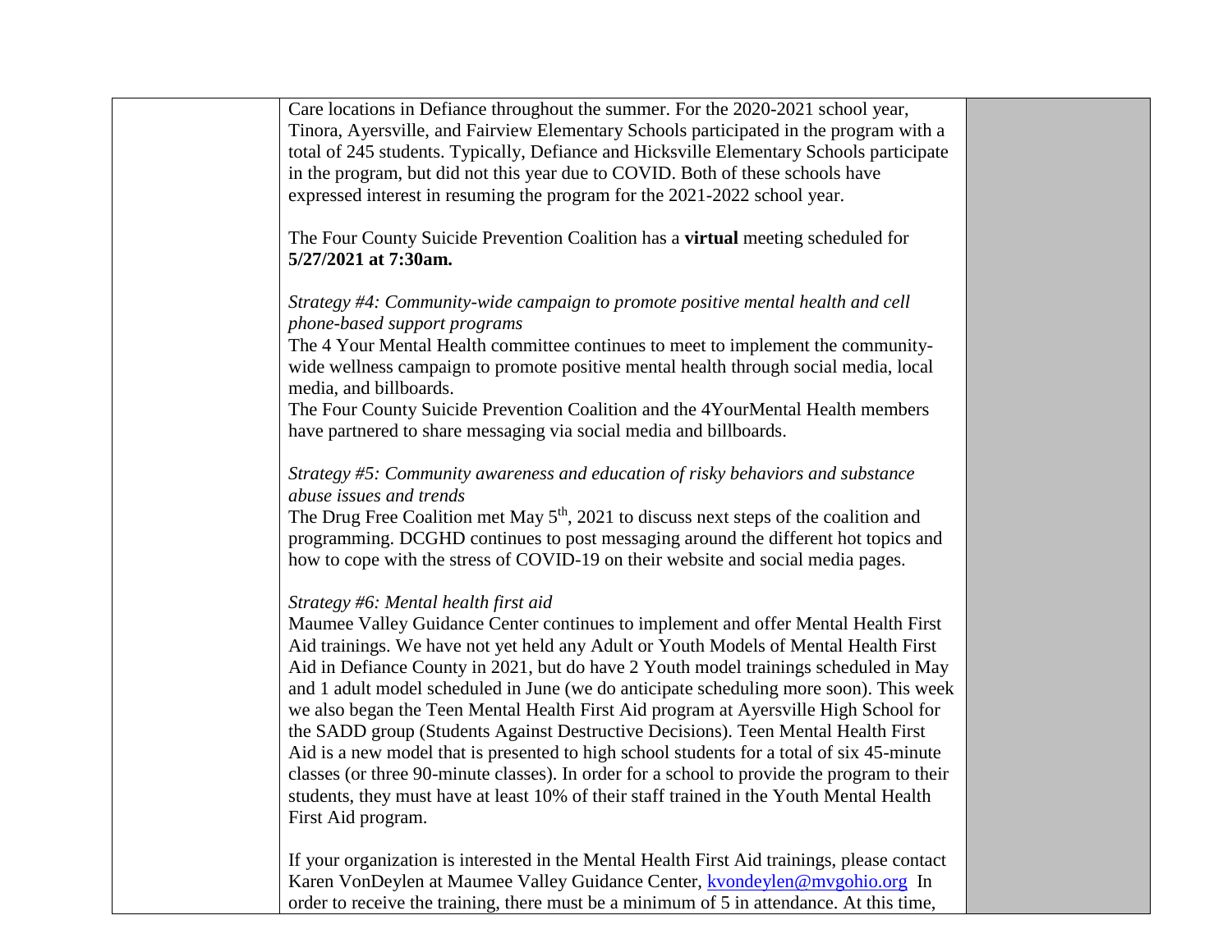| | | |
|---|---|---|
| | Care locations in Defiance throughout the summer. For the 2020-2021 school year, Tinora, Ayersville, and Fairview Elementary Schools participated in the program with a total of 245 students. Typically, Defiance and Hicksville Elementary Schools participate in the program, but did not this year due to COVID. Both of these schools have expressed interest in resuming the program for the 2021-2022 school year.<br><br>The Four County Suicide Prevention Coalition has a **virtual** meeting scheduled for **5/27/2021 at 7:30am.**<br><br>*Strategy #4: Community-wide campaign to promote positive mental health and cell phone-based support programs*<br>The 4 Your Mental Health committee continues to meet to implement the community-wide wellness campaign to promote positive mental health through social media, local media, and billboards.<br>The Four County Suicide Prevention Coalition and the 4YourMental Health members have partnered to share messaging via social media and billboards.<br><br>*Strategy #5: Community awareness and education of risky behaviors and substance abuse issues and trends*<br>The Drug Free Coalition met May 5th, 2021 to discuss next steps of the coalition and programming. DCGHD continues to post messaging around the different hot topics and how to cope with the stress of COVID-19 on their website and social media pages.<br><br>*Strategy #6: Mental health first aid*<br>Maumee Valley Guidance Center continues to implement and offer Mental Health First Aid trainings. We have not yet held any Adult or Youth Models of Mental Health First Aid in Defiance County in 2021, but do have 2 Youth model trainings scheduled in May and 1 adult model scheduled in June (we do anticipate scheduling more soon). This week we also began the Teen Mental Health First Aid program at Ayersville High School for the SADD group (Students Against Destructive Decisions). Teen Mental Health First Aid is a new model that is presented to high school students for a total of six 45-minute classes (or three 90-minute classes). In order for a school to provide the program to their students, they must have at least 10% of their staff trained in the Youth Mental Health First Aid program.<br><br>If your organization is interested in the Mental Health First Aid trainings, please contact Karen VonDeylen at Maumee Valley Guidance Center, kvondeylen@mvgohio.org In order to receive the training, there must be a minimum of 5 in attendance. At this time, | |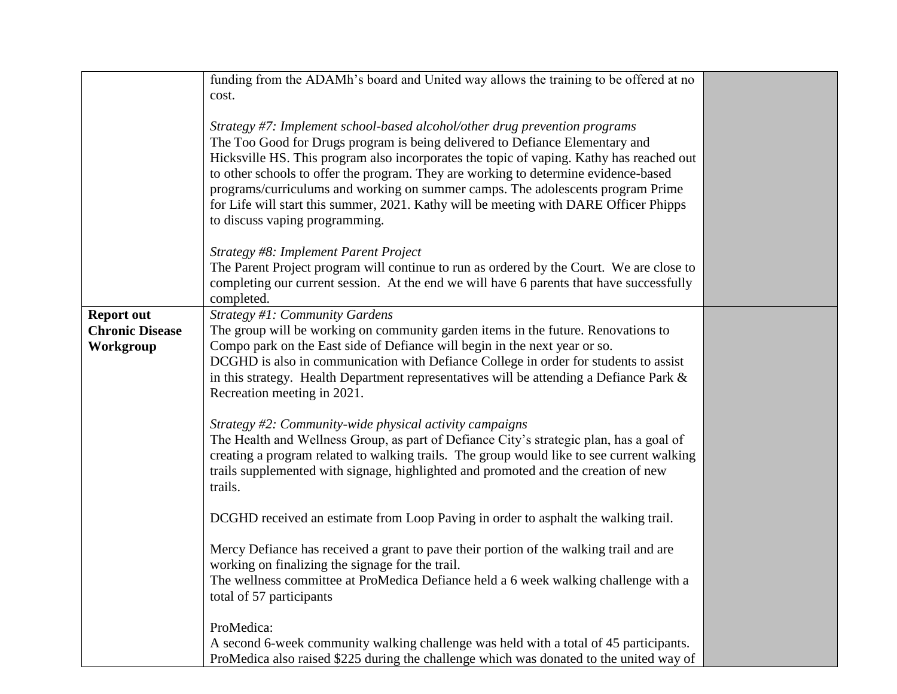| | | |
|---|---|---|
| | funding from the ADAMh's board and United way allows the training to be offered at no cost.<br><br>*Strategy #7: Implement school-based alcohol/other drug prevention programs*<br>The Too Good for Drugs program is being delivered to Defiance Elementary and Hicksville HS. This program also incorporates the topic of vaping. Kathy has reached out to other schools to offer the program. They are working to determine evidence-based programs/curriculums and working on summer camps. The adolescents program Prime for Life will start this summer, 2021. Kathy will be meeting with DARE Officer Phipps to discuss vaping programming.<br><br>*Strategy #8: Implement Parent Project*<br>The Parent Project program will continue to run as ordered by the Court. We are close to completing our current session. At the end we will have 6 parents that have successfully completed. | |
| **Report out Chronic Disease Workgroup** | *Strategy #1: Community Gardens*<br>The group will be working on community garden items in the future. Renovations to Compo park on the East side of Defiance will begin in the next year or so.<br>DCGHD is also in communication with Defiance College in order for students to assist in this strategy. Health Department representatives will be attending a Defiance Park & Recreation meeting in 2021.<br><br>*Strategy #2: Community-wide physical activity campaigns*<br>The Health and Wellness Group, as part of Defiance City's strategic plan, has a goal of creating a program related to walking trails. The group would like to see current walking trails supplemented with signage, highlighted and promoted and the creation of new trails.<br><br>DCGHD received an estimate from Loop Paving in order to asphalt the walking trail.<br><br>Mercy Defiance has received a grant to pave their portion of the walking trail and are working on finalizing the signage for the trail.<br>The wellness committee at ProMedica Defiance held a 6 week walking challenge with a total of 57 participants<br><br>ProMedica:<br>A second 6-week community walking challenge was held with a total of 45 participants. ProMedica also raised $225 during the challenge which was donated to the united way of | |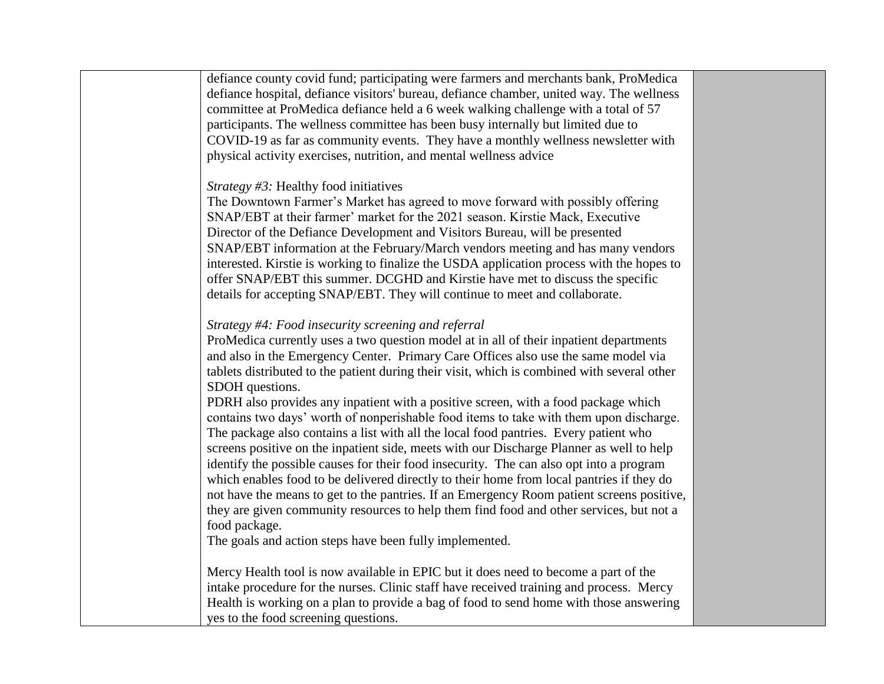| | | |
|---|---|---|
| | defiance county covid fund; participating were farmers and merchants bank, ProMedica defiance hospital, defiance visitors' bureau, defiance chamber, united way. The wellness committee at ProMedica defiance held a 6 week walking challenge with a total of 57 participants. The wellness committee has been busy internally but limited due to COVID-19 as far as community events. They have a monthly wellness newsletter with physical activity exercises, nutrition, and mental wellness advice<br><br>*Strategy #3:* Healthy food initiatives<br>The Downtown Farmer's Market has agreed to move forward with possibly offering SNAP/EBT at their farmer' market for the 2021 season. Kirstie Mack, Executive Director of the Defiance Development and Visitors Bureau, will be presented SNAP/EBT information at the February/March vendors meeting and has many vendors interested. Kirstie is working to finalize the USDA application process with the hopes to offer SNAP/EBT this summer. DCGHD and Kirstie have met to discuss the specific details for accepting SNAP/EBT. They will continue to meet and collaborate.<br><br>*Strategy #4: Food insecurity screening and referral*<br>ProMedica currently uses a two question model at in all of their inpatient departments and also in the Emergency Center. Primary Care Offices also use the same model via tablets distributed to the patient during their visit, which is combined with several other SDOH questions.<br>PDRH also provides any inpatient with a positive screen, with a food package which contains two days' worth of nonperishable food items to take with them upon discharge. The package also contains a list with all the local food pantries. Every patient who screens positive on the inpatient side, meets with our Discharge Planner as well to help identify the possible causes for their food insecurity. The can also opt into a program which enables food to be delivered directly to their home from local pantries if they do not have the means to get to the pantries. If an Emergency Room patient screens positive, they are given community resources to help them find food and other services, but not a food package.<br>The goals and action steps have been fully implemented.<br><br>Mercy Health tool is now available in EPIC but it does need to become a part of the intake procedure for the nurses. Clinic staff have received training and process. Mercy Health is working on a plan to provide a bag of food to send home with those answering yes to the food screening questions. | |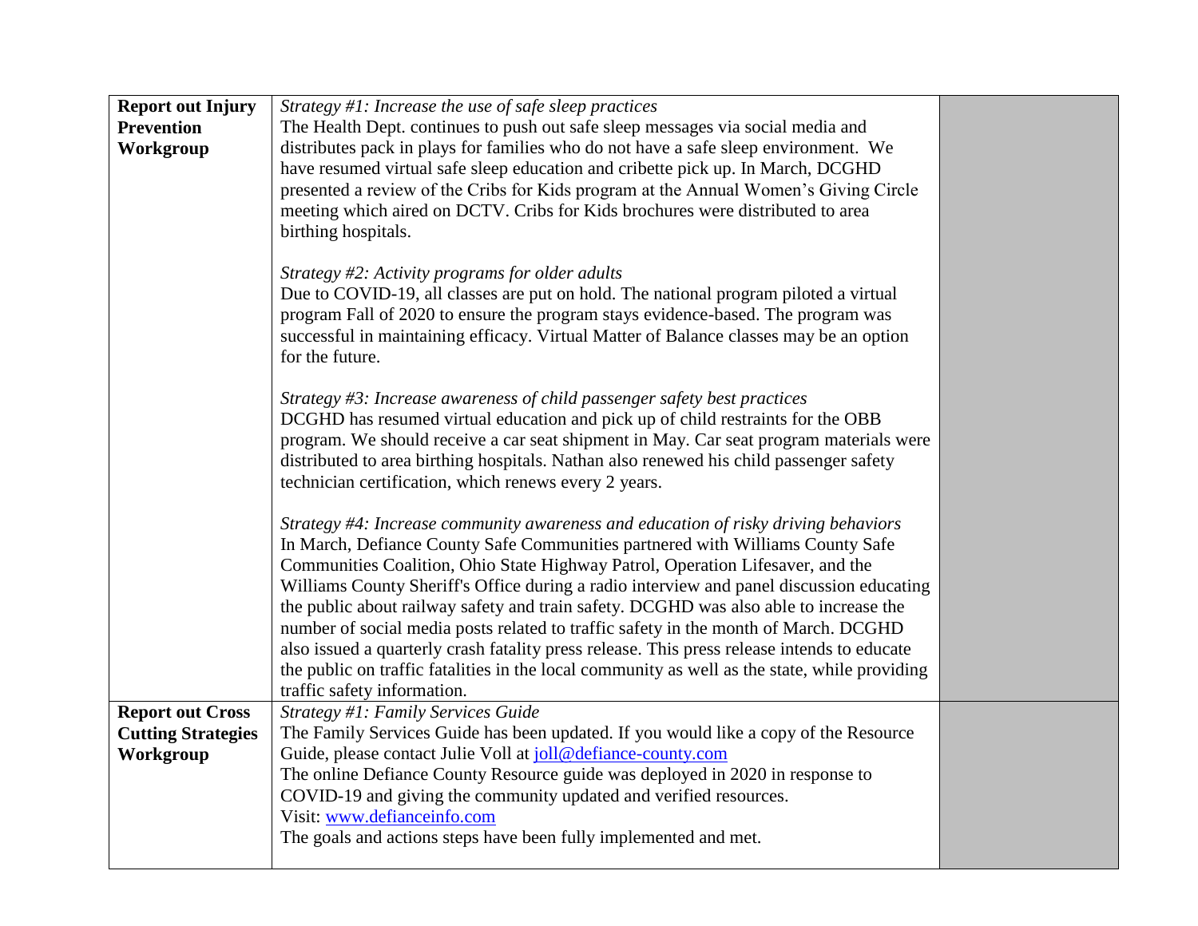| | | |
|---|---|---|
| **Report out Injury Prevention Workgroup** | *Strategy #1: Increase the use of safe sleep practices*<br>The Health Dept. continues to push out safe sleep messages via social media and distributes pack in plays for families who do not have a safe sleep environment. We have resumed virtual safe sleep education and cribette pick up. In March, DCGHD presented a review of the Cribs for Kids program at the Annual Women's Giving Circle meeting which aired on DCTV. Cribs for Kids brochures were distributed to area birthing hospitals.<br><br>*Strategy #2: Activity programs for older adults*<br>Due to COVID-19, all classes are put on hold. The national program piloted a virtual program Fall of 2020 to ensure the program stays evidence-based. The program was successful in maintaining efficacy. Virtual Matter of Balance classes may be an option for the future.<br><br>*Strategy #3: Increase awareness of child passenger safety best practices*<br>DCGHD has resumed virtual education and pick up of child restraints for the OBB program. We should receive a car seat shipment in May. Car seat program materials were distributed to area birthing hospitals. Nathan also renewed his child passenger safety technician certification, which renews every 2 years.<br><br>*Strategy #4: Increase community awareness and education of risky driving behaviors*<br>In March, Defiance County Safe Communities partnered with Williams County Safe Communities Coalition, Ohio State Highway Patrol, Operation Lifesaver, and the Williams County Sheriff's Office during a radio interview and panel discussion educating the public about railway safety and train safety. DCGHD was also able to increase the number of social media posts related to traffic safety in the month of March. DCGHD also issued a quarterly crash fatality press release. This press release intends to educate the public on traffic fatalities in the local community as well as the state, while providing traffic safety information. | |
| **Report out Cross Cutting Strategies Workgroup** | *Strategy #1: Family Services Guide*<br>The Family Services Guide has been updated. If you would like a copy of the Resource Guide, please contact Julie Voll at joll@defiance-county.com<br>The online Defiance County Resource guide was deployed in 2020 in response to COVID-19 and giving the community updated and verified resources.<br>Visit: www.defianceinfo.com<br>The goals and actions steps have been fully implemented and met. | |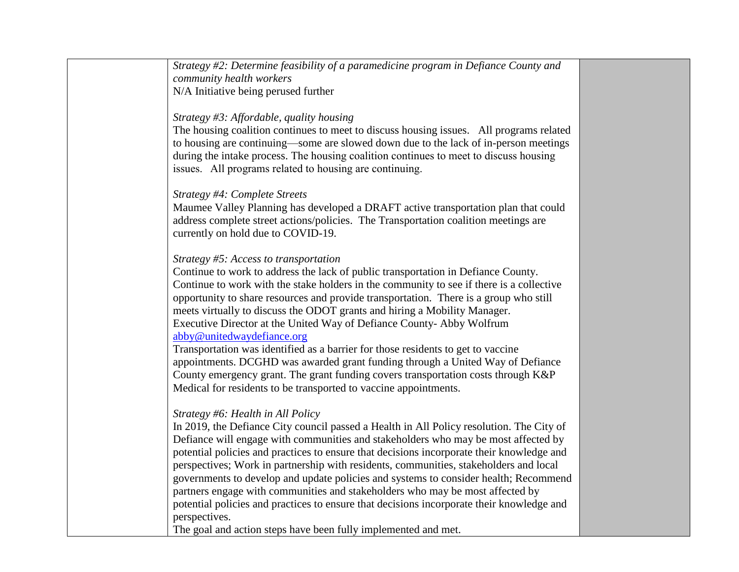| | | |
|---|---|---|
| | *Strategy #2: Determine feasibility of a paramedicine program in Defiance County and community health workers*<br>N/A Initiative being perused further<br><br>*Strategy #3: Affordable, quality housing*<br>The housing coalition continues to meet to discuss housing issues. All programs related to housing are continuing—some are slowed down due to the lack of in-person meetings during the intake process. The housing coalition continues to meet to discuss housing issues. All programs related to housing are continuing.<br><br>*Strategy #4: Complete Streets*<br>Maumee Valley Planning has developed a DRAFT active transportation plan that could address complete street actions/policies. The Transportation coalition meetings are currently on hold due to COVID-19.<br><br>*Strategy #5: Access to transportation*<br>Continue to work to address the lack of public transportation in Defiance County. Continue to work with the stake holders in the community to see if there is a collective opportunity to share resources and provide transportation. There is a group who still meets virtually to discuss the ODOT grants and hiring a Mobility Manager.<br>Executive Director at the United Way of Defiance County- Abby Wolfrum<br>abby@unitedwaydefiance.org<br>Transportation was identified as a barrier for those residents to get to vaccine appointments. DCGHD was awarded grant funding through a United Way of Defiance County emergency grant. The grant funding covers transportation costs through K&P Medical for residents to be transported to vaccine appointments.<br><br>*Strategy #6: Health in All Policy*<br>In 2019, the Defiance City council passed a Health in All Policy resolution. The City of Defiance will engage with communities and stakeholders who may be most affected by potential policies and practices to ensure that decisions incorporate their knowledge and perspectives; Work in partnership with residents, communities, stakeholders and local governments to develop and update policies and systems to consider health; Recommend partners engage with communities and stakeholders who may be most affected by potential policies and practices to ensure that decisions incorporate their knowledge and perspectives.<br>The goal and action steps have been fully implemented and met. | |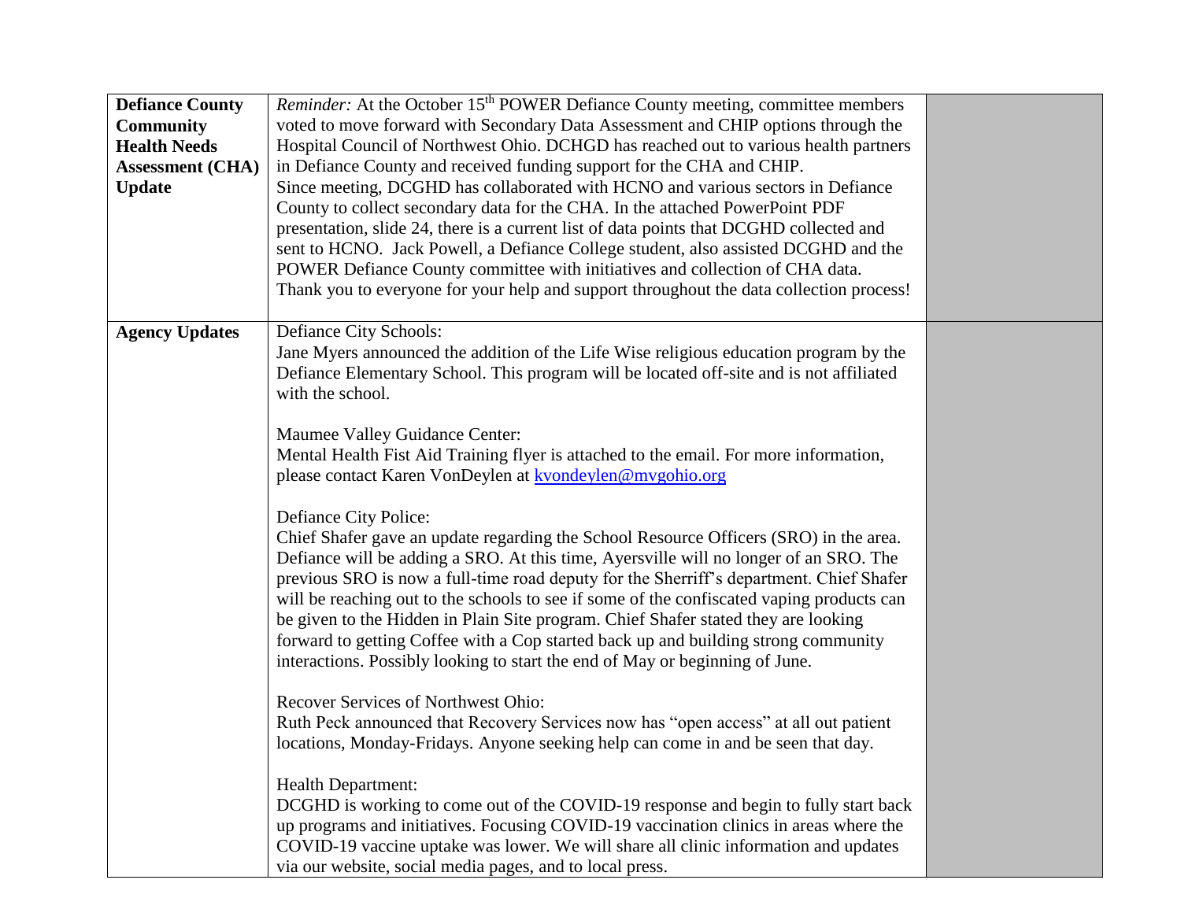| | | |
|---|---|---|
| **Defiance County Community Health Needs Assessment (CHA) Update** | *Reminder:* At the October 15th POWER Defiance County meeting, committee members voted to move forward with Secondary Data Assessment and CHIP options through the Hospital Council of Northwest Ohio. DCHGD has reached out to various health partners in Defiance County and received funding support for the CHA and CHIP.<br>Since meeting, DCGHD has collaborated with HCNO and various sectors in Defiance County to collect secondary data for the CHA. In the attached PowerPoint PDF presentation, slide 24, there is a current list of data points that DCGHD collected and sent to HCNO. Jack Powell, a Defiance College student, also assisted DCGHD and the POWER Defiance County committee with initiatives and collection of CHA data.<br>Thank you to everyone for your help and support throughout the data collection process! | |
| **Agency Updates** | Defiance City Schools:<br>Jane Myers announced the addition of the Life Wise religious education program by the Defiance Elementary School. This program will be located off-site and is not affiliated with the school.<br><br>Maumee Valley Guidance Center:<br>Mental Health Fist Aid Training flyer is attached to the email. For more information, please contact Karen VonDeylen at [kvondeylen@mvgohio.org](mailto:kvondeylen@mvgohio.org)<br><br>Defiance City Police:<br>Chief Shafer gave an update regarding the School Resource Officers (SRO) in the area. Defiance will be adding a SRO. At this time, Ayersville will no longer of an SRO. The previous SRO is now a full-time road deputy for the Sherriff's department. Chief Shafer will be reaching out to the schools to see if some of the confiscated vaping products can be given to the Hidden in Plain Site program. Chief Shafer stated they are looking forward to getting Coffee with a Cop started back up and building strong community interactions. Possibly looking to start the end of May or beginning of June.<br><br>Recover Services of Northwest Ohio:<br>Ruth Peck announced that Recovery Services now has "open access" at all out patient locations, Monday-Fridays. Anyone seeking help can come in and be seen that day.<br><br>Health Department:<br>DCGHD is working to come out of the COVID-19 response and begin to fully start back up programs and initiatives. Focusing COVID-19 vaccination clinics in areas where the COVID-19 vaccine uptake was lower. We will share all clinic information and updates via our website, social media pages, and to local press. | |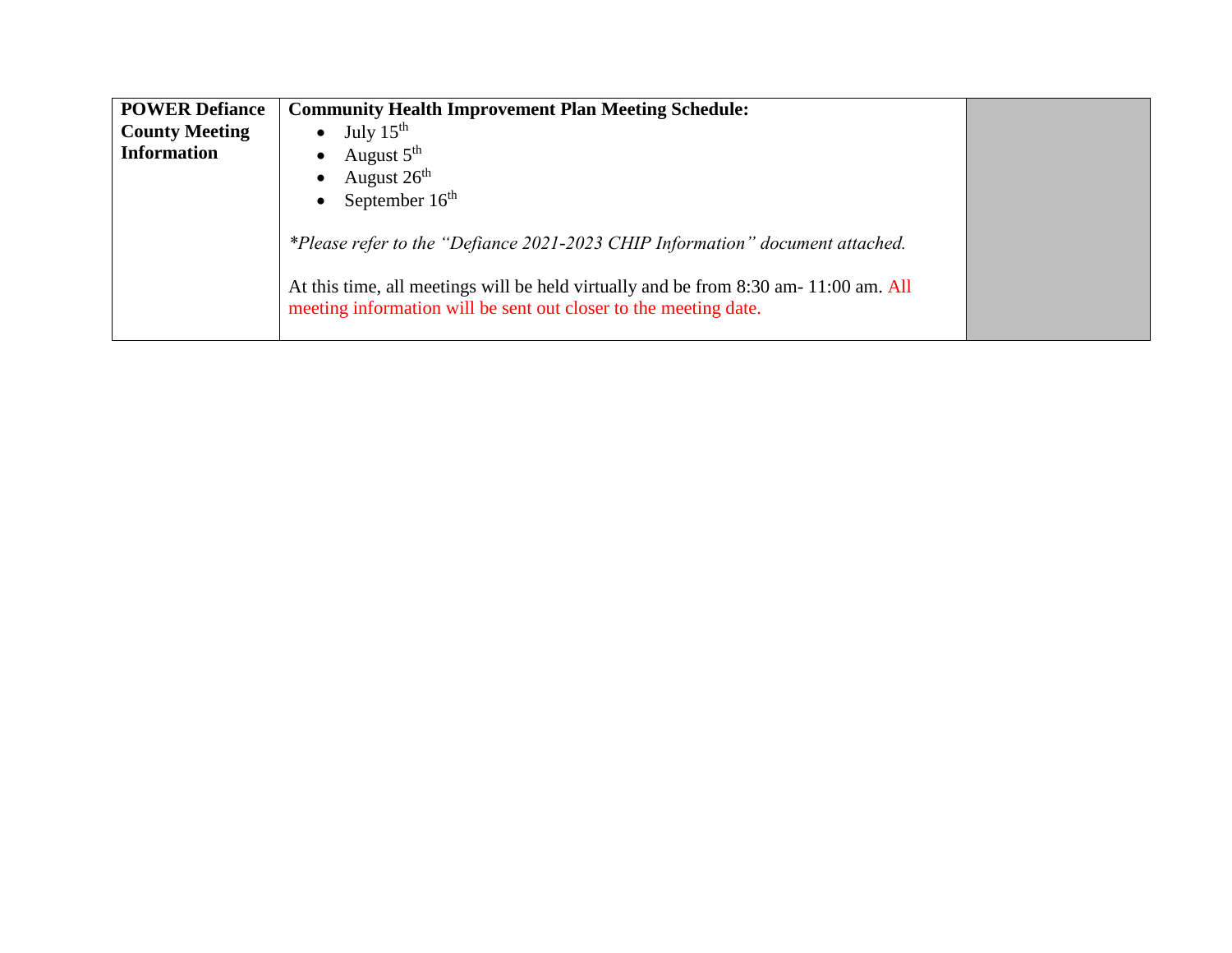| | | |
|---|---|---|
| **POWER Defiance County Meeting Information** | **Community Health Improvement Plan Meeting Schedule:**<br>• July 15th<br>• August 5th<br>• August 26th<br>• September 16th<br><br>*\*Please refer to the "Defiance 2021-2023 CHIP Information" document attached.*<br><br>At this time, all meetings will be held virtually and be from 8:30 am- 11:00 am. All meeting information will be sent out closer to the meeting date. | |